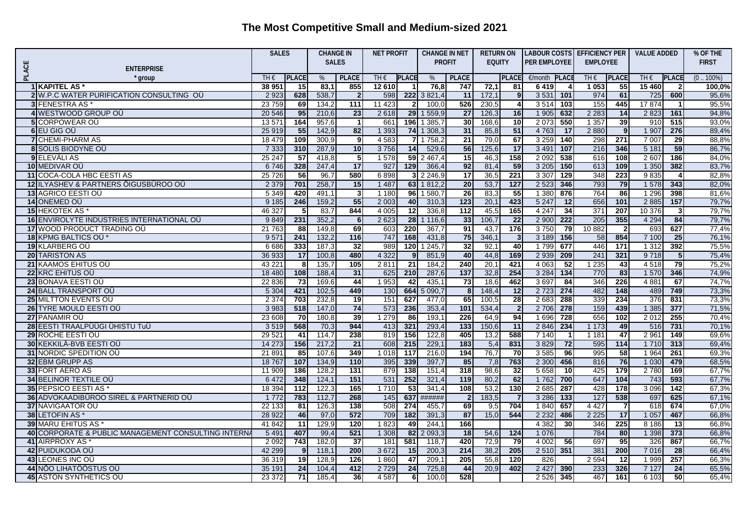# The Most Competitive Small and Medium-sized 2021

| PLACE | ENTERPRISE<br>* group | SALES | | CHANGE IN SALES | | NET PROFIT | | CHANGE IN NET PROFIT | | RETURN ON EQUITY | | LABOUR COSTS PER EMPLOYEE | | EFFICIENCY PER EMPLOYEE | | VALUE ADDED | | % OF THE FIRST |
|---|---|---|---|---|---|---|---|---|---|---|---|---|---|---|---|---|---|---|
| | | TH € | PLACE | % | PLACE | TH € | PLACE | % | PLACE | | PLACE | €/month | PLACE | TH € | PLACE | TH € | PLACE | (0 .. 100%) |
| 1 | **KAPITEL AS *** | **38 951** | **15** | **83,1** | **855** | **12 610** | **1** | **76,8** | **747** | **72,1** | **81** | **6 419** | **4** | **1 053** | **55** | **15 460** | **2** | **100,0%** |
| 2 | W.P.C WATER PURIFICATION CONSULTING OÜ | 2 923 | 628 | 538,7 | 2 | 598 | 222 | 3 821,4 | 11 | 172,1 | 9 | 3 531 | 101 | 974 | 61 | 725 | 600 | 95,6% |
| 3 | FENESTRA AS * | 23 759 | 69 | 134,2 | 111 | 11 423 | 2 | 100,0 | 526 | 230,5 | 4 | 3 514 | 103 | 155 | 445 | 17 874 | 1 | 95,5% |
| 4 | WESTWOOD GROUP OÜ | 20 546 | 95 | 210,6 | 23 | 2 618 | 29 | 1 559,9 | 27 | 126,3 | 16 | 1 905 | 632 | 2 283 | 14 | 2 823 | 161 | 94,8% |
| 5 | CORPOWEAR OÜ | 13 571 | 164 | 957,6 | 1 | 661 | 196 | 1 385,7 | 30 | 168,6 | 10 | 2 073 | 550 | 1 357 | 39 | 910 | 515 | 93,0% |
| 6 | EU GIG OÜ | 25 919 | 55 | 142,9 | 82 | 1 393 | 74 | 1 308,3 | 31 | 85,8 | 51 | 4 763 | 17 | 2 880 | 9 | 1 907 | 276 | 89,4% |
| 7 | CHEMI-PHARM AS | 18 479 | 109 | 300,9 | 9 | 4 583 | 7 | 1 758,2 | 21 | 79,0 | 67 | 3 259 | 140 | 298 | 271 | 7 007 | 29 | 88,8% |
| 8 | SOLIS BIODYNE OÜ | 7 333 | 310 | 287,9 | 10 | 3 756 | 14 | 529,6 | 56 | 125,6 | 17 | 3 491 | 107 | 216 | 346 | 5 181 | 59 | 86,7% |
| 9 | ELEVÄLI AS | 25 247 | 57 | 418,8 | 5 | 1 578 | 59 | 2 467,4 | 15 | 46,3 | 158 | 2 092 | 538 | 616 | 108 | 2 607 | 186 | 84,0% |
| 10 | MEDIVAR OÜ | 6 746 | 328 | 247,4 | 17 | 927 | 129 | 366,4 | 92 | 81,4 | 59 | 3 205 | 150 | 613 | 109 | 1 350 | 382 | 83,7% |
| 11 | COCA-COLA HBC EESTI AS | 25 726 | 56 | 96,7 | 580 | 6 898 | 3 | 2 246,9 | 17 | 36,5 | 221 | 3 307 | 129 | 348 | 223 | 9 835 | 4 | 82,8% |
| 12 | ILYASHEV & PARTNERS ÕIGUSBÜROO OÜ | 2 379 | 701 | 258,7 | 15 | 1 487 | 63 | 1 812,2 | 20 | 53,7 | 127 | 2 523 | 346 | 793 | 79 | 1 578 | 343 | 82,0% |
| 13 | AGRICO EESTI OÜ | 5 349 | 420 | 491,1 | 3 | 1 180 | 96 | 1 580,7 | 26 | 83,3 | 55 | 1 380 | 876 | 764 | 86 | 1 296 | 398 | 81,6% |
| 14 | ONEMED OÜ | 9 185 | 246 | 159,2 | 55 | 2 003 | 40 | 310,3 | 123 | 20,1 | 423 | 5 247 | 12 | 656 | 101 | 2 885 | 157 | 79,7% |
| 15 | HEKOTEK AS * | 46 327 | 5 | 83,7 | 844 | 4 005 | 12 | 336,8 | 112 | 45,5 | 165 | 4 247 | 34 | 371 | 207 | 10 376 | 3 | 79,7% |
| 16 | ENVIROLYTE INDUSTRIES INTERNATIONAL OÜ | 9 849 | 231 | 352,2 | 6 | 2 623 | 28 | 1 116,6 | 33 | 106,7 | 22 | 2 900 | 222 | 205 | 355 | 4 294 | 84 | 79,7% |
| 17 | WOOD PRODUCT TRADING OÜ | 21 763 | 88 | 149,8 | 69 | 603 | 220 | 367,7 | 91 | 43,7 | 176 | 3 750 | 79 | 10 882 | 2 | 693 | 627 | 77,4% |
| 18 | KPMG BALTICS OÜ * | 9 571 | 241 | 132,2 | 116 | 747 | 168 | 431,8 | 75 | 346,1 | 3 | 3 189 | 156 | 58 | 854 | 7 100 | 25 | 76,1% |
| 19 | KLARBERG OÜ | 6 686 | 333 | 187,3 | 32 | 989 | 120 | 1 245,7 | 32 | 92,1 | 40 | 1 799 | 677 | 446 | 171 | 1 312 | 392 | 75,5% |
| 20 | TARISTON AS | 36 933 | 17 | 100,8 | 480 | 4 322 | 9 | 851,9 | 40 | 44,8 | 169 | 2 939 | 209 | 241 | 321 | 9 718 | 5 | 75,4% |
| 21 | KAAMOS EHITUS OÜ | 43 221 | 8 | 135,7 | 105 | 2 811 | 21 | 184,2 | 240 | 20,1 | 421 | 4 063 | 52 | 1 235 | 43 | 4 518 | 79 | 75,2% |
| 22 | KRC EHITUS OÜ | 18 480 | 108 | 188,4 | 31 | 625 | 210 | 287,6 | 137 | 32,8 | 254 | 3 284 | 134 | 770 | 83 | 1 570 | 346 | 74,9% |
| 23 | BONAVA EESTI OÜ | 22 836 | 73 | 169,6 | 44 | 1 953 | 42 | 435,1 | 73 | 18,6 | 462 | 3 697 | 84 | 346 | 226 | 4 881 | 67 | 74,7% |
| 24 | BALL TRANSPORT OÜ | 5 304 | 421 | 102,5 | 449 | 130 | 664 | 5 090,7 | 8 | 148,4 | 12 | 2 723 | 274 | 482 | 148 | 489 | 749 | 73,3% |
| 25 | MILTTON EVENTS OÜ | 2 374 | 703 | 232,8 | 19 | 151 | 627 | 477,0 | 65 | 100,5 | 28 | 2 683 | 288 | 339 | 234 | 376 | 831 | 73,3% |
| 26 | TYRE MOULD EESTI OÜ | 3 983 | 518 | 147,0 | 74 | 573 | 236 | 353,4 | 101 | 534,4 | 2 | 2 706 | 278 | 159 | 439 | 1 385 | 377 | 71,5% |
| 27 | PANAMIR OÜ | 23 608 | 70 | 180,8 | 39 | 1 279 | 86 | 193,1 | 226 | 64,9 | 94 | 1 696 | 728 | 656 | 102 | 2 012 | 255 | 70,4% |
| 28 | EESTI TRAALPÜÜGI ÜHISTU TuÜ | 3 519 | 568 | 70,3 | 944 | 413 | 321 | 293,4 | 133 | 150,6 | 11 | 2 846 | 234 | 1 173 | 49 | 516 | 731 | 70,1% |
| 29 | ROCHE EESTI OÜ | 29 521 | 41 | 114,7 | 238 | 819 | 156 | 122,8 | 405 | 13,2 | 588 | 7 140 | 1 | 1 181 | 47 | 2 961 | 149 | 69,6% |
| 30 | KEKKILÄ-BVB EESTI OÜ | 14 273 | 156 | 217,2 | 21 | 608 | 215 | 229,1 | 183 | 5,4 | 831 | 3 829 | 72 | 595 | 114 | 1 710 | 313 | 69,4% |
| 31 | NORDIC SPEDITION OÜ | 21 891 | 85 | 107,6 | 349 | 1 018 | 117 | 216,0 | 194 | 76,7 | 70 | 3 585 | 96 | 995 | 58 | 1 964 | 261 | 69,3% |
| 32 | EBM GRUPP AS | 18 767 | 107 | 134,9 | 110 | 395 | 339 | 397,7 | 85 | 7,8 | 763 | 2 300 | 456 | 816 | 76 | 1 030 | 479 | 68,5% |
| 33 | FORT AERO AS | 11 909 | 186 | 128,2 | 131 | 879 | 138 | 151,4 | 318 | 98,6 | 32 | 5 658 | 10 | 425 | 179 | 2 780 | 169 | 67,7% |
| 34 | BELINOR TEXTILE OÜ | 6 472 | 348 | 124,1 | 151 | 531 | 252 | 321,4 | 119 | 80,2 | 62 | 1 762 | 700 | 647 | 104 | 743 | 593 | 67,7% |
| 35 | PEPSICO EESTI AS * | 18 394 | 112 | 122,3 | 165 | 1 710 | 53 | 341,4 | 108 | 53,2 | 130 | 2 685 | 287 | 428 | 178 | 3 096 | 142 | 67,3% |
| 36 | ADVOKAADIBÜROO SIREL & PARTNERID OÜ | 1 772 | 783 | 112,7 | 268 | 145 | 637 | ###### | 2 | 183,5 | 7 | 3 286 | 133 | 127 | 538 | 697 | 625 | 67,1% |
| 37 | NAVIGAATOR OÜ | 22 133 | 81 | 126,3 | 138 | 508 | 274 | 455,7 | 69 | 9,5 | 704 | 1 840 | 657 | 4 427 | 7 | 618 | 674 | 67,0% |
| 38 | LETOFIN AS * | 28 922 | 46 | 97,0 | 572 | 709 | 182 | 391,3 | 87 | 15,0 | 544 | 2 232 | 486 | 2 225 | 17 | 1 057 | 467 | 66,8% |
| 39 | MARU EHITUS AS * | 41 842 | 11 | 129,9 | 120 | 1 823 | 49 | 244,1 | 166 | | | 4 382 | 30 | 346 | 225 | 8 186 | 13 | 66,8% |
| 40 | CORPORATE & PUBLIC MANAGEMENT CONSULTING INTERNA | 5 491 | 407 | 99,4 | 521 | 1 308 | 82 | 2 093,3 | 18 | 54,6 | 124 | 1 076 | | 784 | 80 | 1 398 | 373 | 66,8% |
| 41 | AIRPROXY AS * | 2 092 | 743 | 182,0 | 37 | 181 | 581 | 118,7 | 420 | 72,9 | 79 | 4 002 | 56 | 697 | 95 | 326 | 867 | 66,7% |
| 42 | PUIDUKODA OÜ | 42 299 | 9 | 118,1 | 200 | 3 672 | 15 | 200,3 | 214 | 38,2 | 205 | 2 510 | 351 | 381 | 200 | 7 016 | 28 | 66,4% |
| 43 | LEONES INC OÜ | 36 319 | 19 | 128,9 | 126 | 1 860 | 47 | 209,1 | 205 | 55,8 | 120 | 826 | | 2 594 | 12 | 1 999 | 257 | 66,3% |
| 44 | NÕO LIHATÖÖSTUS OÜ | 35 191 | 24 | 104,4 | 412 | 2 729 | 24 | 725,8 | 44 | 20,9 | 402 | 2 427 | 390 | 233 | 326 | 7 127 | 24 | 65,5% |
| 45 | ASTON SYNTHETICS OÜ | 23 372 | 71 | 185,4 | 36 | 4 587 | 6 | 100,0 | 528 | | | 2 526 | 345 | 467 | 161 | 6 103 | 50 | 65,4% |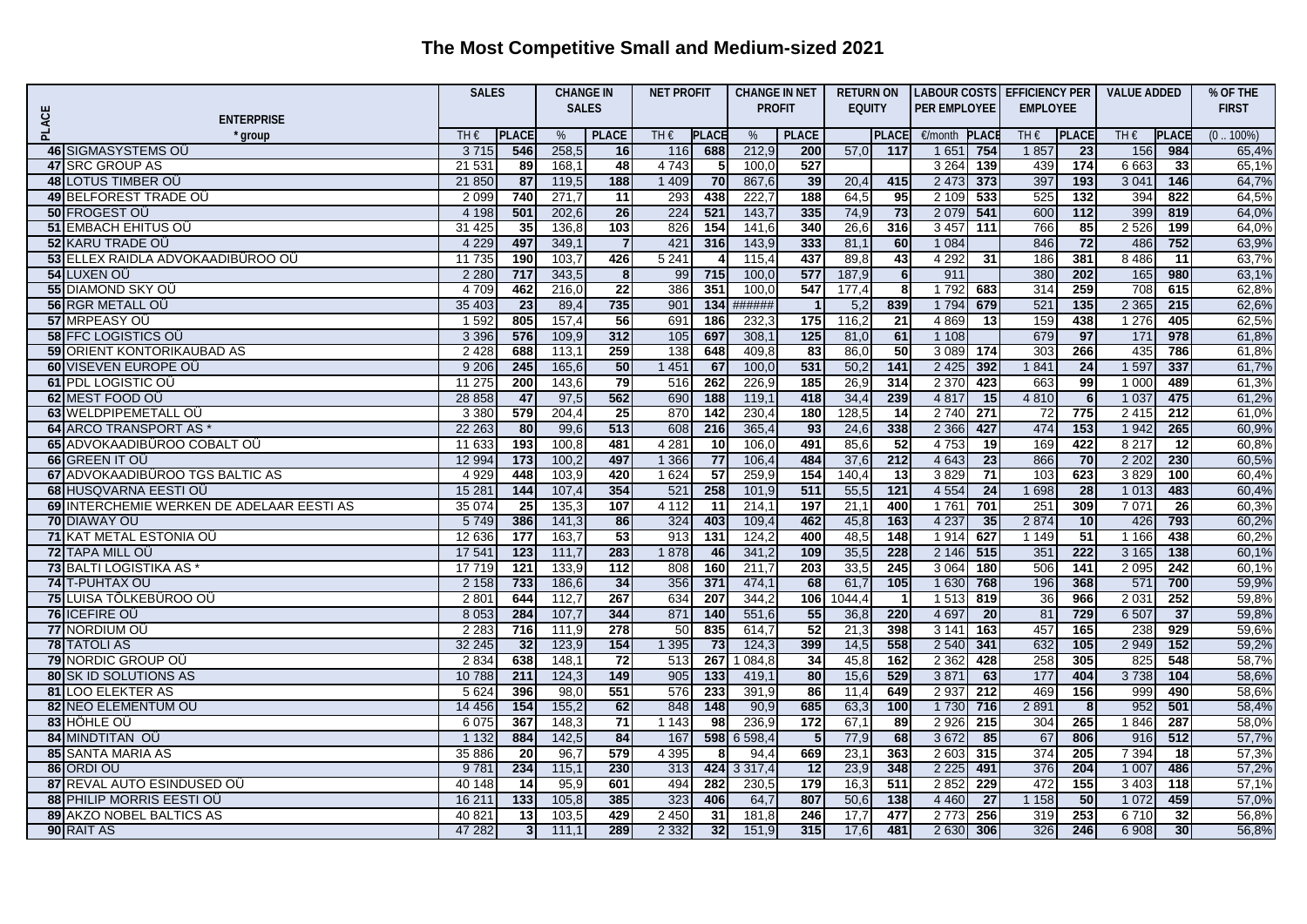# The Most Competitive Small and Medium-sized 2021

| PLACE | ENTERPRISE<br>* group | SALES | | CHANGE IN SALES | | NET PROFIT | | CHANGE IN NET PROFIT | | RETURN ON EQUITY | | LABOUR COSTS PER EMPLOYEE | | EFFICIENCY PER EMPLOYEE | | VALUE ADDED | | % OF THE FIRST |
|---|---|---|---|---|---|---|---|---|---|---|---|---|---|---|---|---|---|---|
| | | TH € | PLACE | % | PLACE | TH € | PLACE | % | PLACE | | PLACE | €/month | PLACE | TH € | PLACE | TH € | PLACE | (0 .. 100%) |
| 46 | SIGMASYSTEMS OÜ | 3 715 | 546 | 258,5 | 16 | 116 | 688 | 212,9 | 200 | 57,0 | 117 | 1 651 | 754 | 1 857 | 23 | 156 | 984 | 65,4% |
| 47 | SRC GROUP AS | 21 531 | 89 | 168,1 | 48 | 4 743 | 5 | 100,0 | 527 | | | 3 264 | 139 | 439 | 174 | 6 663 | 33 | 65,1% |
| 48 | LOTUS TIMBER OÜ | 21 850 | 87 | 119,5 | 188 | 1 409 | 70 | 867,6 | 39 | 20,4 | 415 | 2 473 | 373 | 397 | 193 | 3 041 | 146 | 64,7% |
| 49 | BELFOREST TRADE OÜ | 2 099 | 740 | 271,7 | 11 | 293 | 438 | 222,7 | 188 | 64,5 | 95 | 2 109 | 533 | 525 | 132 | 394 | 822 | 64,5% |
| 50 | FROGEST OÜ | 4 198 | 501 | 202,6 | 26 | 224 | 521 | 143,7 | 335 | 74,9 | 73 | 2 079 | 541 | 600 | 112 | 399 | 819 | 64,0% |
| 51 | EMBACH EHITUS OÜ | 31 425 | 35 | 136,8 | 103 | 826 | 154 | 141,6 | 340 | 26,6 | 316 | 3 457 | 111 | 766 | 85 | 2 526 | 199 | 64,0% |
| 52 | KARU TRADE OÜ | 4 229 | 497 | 349,1 | 7 | 421 | 316 | 143,9 | 333 | 81,1 | 60 | 1 084 | | 846 | 72 | 486 | 752 | 63,9% |
| 53 | ELLEX RAIDLA ADVOKAADIBÜROO OÜ | 11 735 | 190 | 103,7 | 426 | 5 241 | 4 | 115,4 | 437 | 89,8 | 43 | 4 292 | 31 | 186 | 381 | 8 486 | 11 | 63,7% |
| 54 | LUXEN OÜ | 2 280 | 717 | 343,5 | 8 | 99 | 715 | 100,0 | 577 | 187,9 | 6 | 911 | | 380 | 202 | 165 | 980 | 63,1% |
| 55 | DIAMOND SKY OÜ | 4 709 | 462 | 216,0 | 22 | 386 | 351 | 100,0 | 547 | 177,4 | 8 | 1 792 | 683 | 314 | 259 | 708 | 615 | 62,8% |
| 56 | RGR METALL OÜ | 35 403 | 23 | 89,4 | 735 | 901 | 134 | ###### | 1 | 5,2 | 839 | 1 794 | 679 | 521 | 135 | 2 365 | 215 | 62,6% |
| 57 | MRPEASY OÜ | 1 592 | 805 | 157,4 | 56 | 691 | 186 | 232,3 | 175 | 116,2 | 21 | 4 869 | 13 | 159 | 438 | 1 276 | 405 | 62,5% |
| 58 | FFC LOGISTICS OÜ | 3 396 | 576 | 109,9 | 312 | 105 | 697 | 308,1 | 125 | 81,0 | 61 | 1 108 | | 679 | 97 | 171 | 978 | 61,8% |
| 59 | ORIENT KONTORIKAUBAD AS | 2 428 | 688 | 113,1 | 259 | 138 | 648 | 409,8 | 83 | 86,0 | 50 | 3 089 | 174 | 303 | 266 | 435 | 786 | 61,8% |
| 60 | VISEVEN EUROPE OÜ | 9 206 | 245 | 165,6 | 50 | 1 451 | 67 | 100,0 | 531 | 50,2 | 141 | 2 425 | 392 | 1 841 | 24 | 1 597 | 337 | 61,7% |
| 61 | PDL LOGISTIC OÜ | 11 275 | 200 | 143,6 | 79 | 516 | 262 | 226,9 | 185 | 26,9 | 314 | 2 370 | 423 | 663 | 99 | 1 000 | 489 | 61,3% |
| 62 | MEST FOOD OÜ | 28 858 | 47 | 97,5 | 562 | 690 | 188 | 119,1 | 418 | 34,4 | 239 | 4 817 | 15 | 4 810 | 6 | 1 037 | 475 | 61,2% |
| 63 | WELDPIPEMETALL OÜ | 3 380 | 579 | 204,4 | 25 | 870 | 142 | 230,4 | 180 | 128,5 | 14 | 2 740 | 271 | 72 | 775 | 2 415 | 212 | 61,0% |
| 64 | ARCO TRANSPORT AS * | 22 263 | 80 | 99,6 | 513 | 608 | 216 | 365,4 | 93 | 24,6 | 338 | 2 366 | 427 | 474 | 153 | 1 942 | 265 | 60,9% |
| 65 | ADVOKAADIBÜROO COBALT OÜ | 11 633 | 193 | 100,8 | 481 | 4 281 | 10 | 106,0 | 491 | 85,6 | 52 | 4 753 | 19 | 169 | 422 | 8 217 | 12 | 60,8% |
| 66 | GREEN IT OÜ | 12 994 | 173 | 100,2 | 497 | 1 366 | 77 | 106,4 | 484 | 37,6 | 212 | 4 643 | 23 | 866 | 70 | 2 202 | 230 | 60,5% |
| 67 | ADVOKAADIBÜROO TGS BALTIC AS | 4 929 | 448 | 103,9 | 420 | 1 624 | 57 | 259,9 | 154 | 140,4 | 13 | 3 829 | 71 | 103 | 623 | 3 829 | 100 | 60,4% |
| 68 | HUSQVARNA EESTI OÜ | 15 281 | 144 | 107,4 | 354 | 521 | 258 | 101,9 | 511 | 55,5 | 121 | 4 554 | 24 | 1 698 | 28 | 1 013 | 483 | 60,4% |
| 69 | INTERCHEMIE WERKEN DE ADELAAR EESTI AS | 35 074 | 25 | 135,3 | 107 | 4 112 | 11 | 214,1 | 197 | 21,1 | 400 | 1 761 | 701 | 251 | 309 | 7 071 | 26 | 60,3% |
| 70 | DIAWAY OÜ | 5 749 | 386 | 141,3 | 86 | 324 | 403 | 109,4 | 462 | 45,8 | 163 | 4 237 | 35 | 2 874 | 10 | 426 | 793 | 60,2% |
| 71 | KAT METAL ESTONIA OÜ | 12 636 | 177 | 163,7 | 53 | 913 | 131 | 124,2 | 400 | 48,5 | 148 | 1 914 | 627 | 1 149 | 51 | 1 166 | 438 | 60,2% |
| 72 | TAPA MILL OÜ | 17 541 | 123 | 111,7 | 283 | 1 878 | 46 | 341,2 | 109 | 35,5 | 228 | 2 146 | 515 | 351 | 222 | 3 165 | 138 | 60,1% |
| 73 | BALTI LOGISTIKA AS * | 17 719 | 121 | 133,9 | 112 | 808 | 160 | 211,7 | 203 | 33,5 | 245 | 3 064 | 180 | 506 | 141 | 2 095 | 242 | 60,1% |
| 74 | T-PUHTAX OÜ | 2 158 | 733 | 186,6 | 34 | 356 | 371 | 474,1 | 68 | 61,7 | 105 | 1 630 | 768 | 196 | 368 | 571 | 700 | 59,9% |
| 75 | LUISA TÕLKEBÜROO OÜ | 2 801 | 644 | 112,7 | 267 | 634 | 207 | 344,2 | 106 | 1044,4 | 1 | 1 513 | 819 | 36 | 966 | 2 031 | 252 | 59,8% |
| 76 | ICEFIRE OÜ | 8 053 | 284 | 107,7 | 344 | 871 | 140 | 551,6 | 55 | 36,8 | 220 | 4 697 | 20 | 81 | 729 | 6 507 | 37 | 59,8% |
| 77 | NORDIUM OÜ | 2 283 | 716 | 111,9 | 278 | 50 | 835 | 614,7 | 52 | 21,3 | 398 | 3 141 | 163 | 457 | 165 | 238 | 929 | 59,6% |
| 78 | TATOLI AS | 32 245 | 32 | 123,9 | 154 | 1 395 | 73 | 124,3 | 399 | 14,5 | 558 | 2 540 | 341 | 632 | 105 | 2 949 | 152 | 59,2% |
| 79 | NORDIC GROUP OÜ | 2 834 | 638 | 148,1 | 72 | 513 | 267 | 1 084,8 | 34 | 45,8 | 162 | 2 362 | 428 | 258 | 305 | 825 | 548 | 58,7% |
| 80 | SK ID SOLUTIONS AS | 10 788 | 211 | 124,3 | 149 | 905 | 133 | 419,1 | 80 | 15,6 | 529 | 3 871 | 63 | 177 | 404 | 3 738 | 104 | 58,6% |
| 81 | LOO ELEKTER AS | 5 624 | 396 | 98,0 | 551 | 576 | 233 | 391,9 | 86 | 11,4 | 649 | 2 937 | 212 | 469 | 156 | 999 | 490 | 58,6% |
| 82 | NEO ELEMENTUM OÜ | 14 456 | 154 | 155,2 | 62 | 848 | 148 | 90,9 | 685 | 63,3 | 100 | 1 730 | 716 | 2 891 | 8 | 952 | 501 | 58,4% |
| 83 | HÖHLE OÜ | 6 075 | 367 | 148,3 | 71 | 1 143 | 98 | 236,9 | 172 | 67,1 | 89 | 2 926 | 215 | 304 | 265 | 1 846 | 287 | 58,0% |
| 84 | MINDTITAN OÜ | 1 132 | 884 | 142,5 | 84 | 167 | 598 | 6 598,4 | 5 | 77,9 | 68 | 3 672 | 85 | 67 | 806 | 916 | 512 | 57,7% |
| 85 | SANTA MARIA AS | 35 886 | 20 | 96,7 | 579 | 4 395 | 8 | 94,4 | 669 | 23,1 | 363 | 2 603 | 315 | 374 | 205 | 7 394 | 18 | 57,3% |
| 86 | ORDI OÜ | 9 781 | 234 | 115,1 | 230 | 313 | 424 | 3 317,4 | 12 | 23,9 | 348 | 2 225 | 491 | 376 | 204 | 1 007 | 486 | 57,2% |
| 87 | REVAL AUTO ESINDUSED OÜ | 40 148 | 14 | 95,9 | 601 | 494 | 282 | 230,5 | 179 | 16,3 | 511 | 2 852 | 229 | 472 | 155 | 3 403 | 118 | 57,1% |
| 88 | PHILIP MORRIS EESTI OÜ | 16 211 | 133 | 105,8 | 385 | 323 | 406 | 64,7 | 807 | 50,6 | 138 | 4 460 | 27 | 1 158 | 50 | 1 072 | 459 | 57,0% |
| 89 | AKZO NOBEL BALTICS AS | 40 821 | 13 | 103,5 | 429 | 2 450 | 31 | 181,8 | 246 | 17,7 | 477 | 2 773 | 256 | 319 | 253 | 6 710 | 32 | 56,8% |
| 90 | RAIT AS | 47 282 | 3 | 111,1 | 289 | 2 332 | 32 | 151,9 | 315 | 17,6 | 481 | 2 630 | 306 | 326 | 246 | 6 908 | 30 | 56,8% |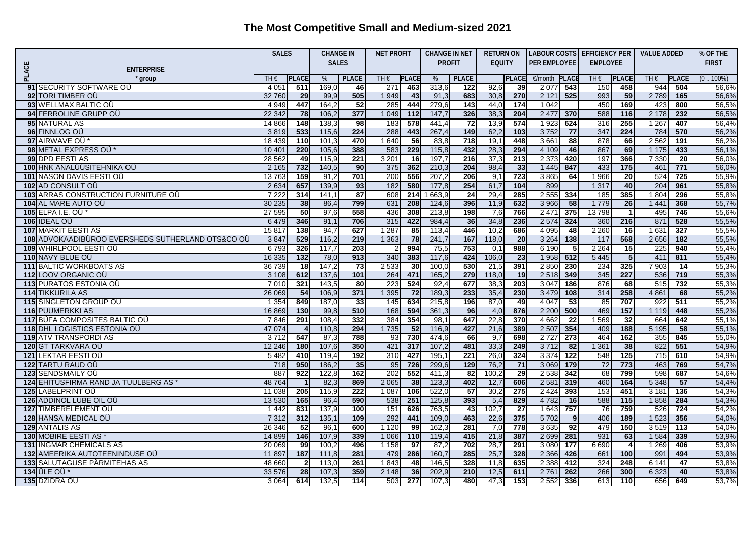# The Most Competitive Small and Medium-sized 2021

| PLACE | ENTERPRISE | SALES | | CHANGE IN SALES | | NET PROFIT | | CHANGE IN NET PROFIT | | RETURN ON EQUITY | | LABOUR COSTS PER EMPLOYEE | | EFFICIENCY PER EMPLOYEE | | VALUE ADDED | | % OF THE FIRST |
|---|---|---|---|---|---|---|---|---|---|---|---|---|---|---|---|---|---|---|
| | * group | TH € | PLACE | % | PLACE | TH € | PLACE | % | PLACE | | PLACE | €/month | PLACE | TH € | PLACE | TH € | PLACE | (0 .. 100%) |
| 91 | SECURITY SOFTWARE OÜ | 4 051 | 511 | 169,0 | 46 | 271 | 463 | 313,6 | 122 | 92,6 | 39 | 2 077 | 543 | 150 | 458 | 944 | 504 | 56,6% |
| 92 | TORI TIMBER OÜ | 32 760 | 29 | 99,9 | 505 | 1 949 | 43 | 91,3 | 683 | 30,8 | 270 | 2 121 | 525 | 993 | 59 | 2 789 | 165 | 56,6% |
| 93 | WELLMAX BALTIC OÜ | 4 949 | 447 | 164,2 | 52 | 285 | 444 | 279,6 | 143 | 44,0 | 174 | 1 042 | | 450 | 169 | 423 | 800 | 56,5% |
| 94 | FERROLINE GRUPP OÜ | 22 342 | 78 | 106,2 | 377 | 1 049 | 112 | 147,7 | 326 | 38,3 | 204 | 2 477 | 370 | 588 | 116 | 2 178 | 232 | 56,5% |
| 95 | NATURAL AS | 14 866 | 148 | 138,3 | 98 | 183 | 578 | 441,4 | 72 | 13,9 | 574 | 1 923 | 624 | 316 | 255 | 1 267 | 407 | 56,4% |
| 96 | FINNLOG OÜ | 3 819 | 533 | 115,6 | 224 | 288 | 443 | 267,4 | 149 | 62,2 | 103 | 3 752 | 77 | 347 | 224 | 784 | 570 | 56,2% |
| 97 | AIRWAVE OÜ * | 18 439 | 110 | 101,3 | 470 | 1 640 | 56 | 83,8 | 718 | 19,1 | 448 | 3 661 | 88 | 878 | 66 | 2 562 | 191 | 56,2% |
| 98 | METAL EXPRESS OÜ * | 10 401 | 220 | 105,6 | 388 | 583 | 229 | 115,8 | 432 | 28,3 | 294 | 4 109 | 46 | 867 | 69 | 1 175 | 433 | 56,1% |
| 99 | DPD EESTI AS | 28 562 | 49 | 115,9 | 221 | 3 201 | 16 | 197,7 | 216 | 37,3 | 213 | 2 373 | 420 | 197 | 366 | 7 330 | 20 | 56,0% |
| 100 | HNK ANALÜÜSITEHNIKA OÜ | 2 165 | 732 | 140,5 | 90 | 375 | 362 | 210,3 | 204 | 98,4 | 33 | 1 445 | 847 | 433 | 175 | 461 | 771 | 56,0% |
| 101 | NASON DAVIS EESTI OÜ | 13 763 | 159 | 91,2 | 701 | 200 | 556 | 207,2 | 206 | 9,1 | 723 | 3 865 | 64 | 1 966 | 20 | 524 | 725 | 55,9% |
| 102 | AD CONSULT OÜ | 2 634 | 657 | 139,9 | 93 | 182 | 580 | 177,8 | 254 | 61,7 | 104 | 899 | | 1 317 | 40 | 204 | 961 | 55,8% |
| 103 | ARRAS CONSTRUCTION FURNITURE OÜ | 7 222 | 314 | 141,1 | 87 | 608 | 214 | 1 663,9 | 24 | 29,4 | 285 | 2 555 | 334 | 185 | 385 | 1 804 | 296 | 55,8% |
| 104 | AL MARE AUTO OÜ | 30 235 | 38 | 86,4 | 799 | 631 | 208 | 124,6 | 396 | 11,9 | 632 | 3 966 | 58 | 1 779 | 26 | 1 441 | 368 | 55,7% |
| 105 | ELPA I.E. OÜ * | 27 595 | 50 | 97,6 | 558 | 436 | 308 | 213,8 | 198 | 7,6 | 766 | 2 471 | 375 | 13 798 | 1 | 495 | 746 | 55,6% |
| 106 | IDEAL OÜ | 6 479 | 346 | 91,1 | 706 | 315 | 422 | 984,4 | 36 | 34,8 | 236 | 2 574 | 324 | 360 | 216 | 871 | 528 | 55,5% |
| 107 | MARKIT EESTI AS | 15 817 | 138 | 94,7 | 627 | 1 287 | 85 | 113,4 | 446 | 10,2 | 686 | 4 095 | 48 | 2 260 | 16 | 1 631 | 327 | 55,5% |
| 108 | ADVOKAADIBÜROO EVERSHEDS SUTHERLAND OTS&CO OÜ | 3 847 | 529 | 116,2 | 219 | 1 363 | 78 | 241,7 | 167 | 118,0 | 20 | 3 264 | 138 | 117 | 568 | 2 656 | 182 | 55,5% |
| 109 | WHIRLPOOL EESTI OÜ | 6 793 | 326 | 117,7 | 203 | 2 | 994 | 75,5 | 753 | 0,1 | 988 | 6 190 | 5 | 2 264 | 15 | 225 | 940 | 55,4% |
| 110 | NAVY BLUE OÜ | 16 335 | 132 | 78,0 | 913 | 340 | 383 | 117,6 | 424 | 106,0 | 23 | 1 958 | 612 | 5 445 | 5 | 411 | 811 | 55,4% |
| 111 | BALTIC WORKBOATS AS | 36 739 | 18 | 147,2 | 73 | 2 533 | 30 | 100,0 | 530 | 21,5 | 391 | 2 850 | 230 | 234 | 325 | 7 903 | 14 | 55,3% |
| 112 | LOOV ORGANIC OÜ | 3 108 | 612 | 137,6 | 101 | 264 | 471 | 165,2 | 279 | 118,0 | 19 | 2 518 | 349 | 345 | 227 | 536 | 719 | 55,3% |
| 113 | PURATOS ESTONIA OÜ | 7 010 | 321 | 143,5 | 80 | 223 | 524 | 92,4 | 677 | 38,3 | 203 | 3 047 | 186 | 876 | 68 | 515 | 732 | 55,3% |
| 114 | TIKKURILA AS | 26 069 | 54 | 106,9 | 371 | 1 395 | 72 | 189,3 | 233 | 35,4 | 230 | 3 479 | 108 | 314 | 258 | 4 861 | 68 | 55,2% |
| 115 | SINGLETON GROUP OÜ | 1 354 | 849 | 187,0 | 33 | 145 | 634 | 215,8 | 196 | 87,0 | 49 | 4 047 | 53 | 85 | 707 | 922 | 511 | 55,2% |
| 116 | PUUMERKKI AS | 16 869 | 130 | 99,8 | 510 | 168 | 594 | 361,3 | 96 | 4,0 | 876 | 2 200 | 500 | 469 | 157 | 1 119 | 448 | 55,2% |
| 117 | BÜFA COMPOSITES BALTIC OÜ | 7 846 | 291 | 108,4 | 332 | 384 | 354 | 98,1 | 647 | 22,8 | 370 | 4 662 | 22 | 1 569 | 32 | 664 | 642 | 55,1% |
| 118 | DHL LOGISTICS ESTONIA OÜ | 47 074 | 4 | 110,8 | 294 | 1 735 | 52 | 116,9 | 427 | 21,6 | 389 | 2 507 | 354 | 409 | 188 | 5 195 | 58 | 55,1% |
| 119 | ATV TRANSPORDI AS | 3 712 | 547 | 87,3 | 788 | 93 | 730 | 474,6 | 66 | 9,7 | 698 | 2 727 | 273 | 464 | 162 | 355 | 845 | 55,0% |
| 120 | GT TARKVARA OÜ | 12 246 | 180 | 107,6 | 350 | 421 | 317 | 107,2 | 481 | 33,3 | 249 | 3 712 | 82 | 1 361 | 38 | 822 | 551 | 54,9% |
| 121 | LEKTAR EESTI OÜ | 5 482 | 410 | 119,4 | 192 | 310 | 427 | 195,1 | 221 | 26,0 | 324 | 3 374 | 122 | 548 | 125 | 715 | 610 | 54,9% |
| 122 | TARTU RAUD OÜ | 718 | 950 | 186,2 | 35 | 95 | 726 | 299,6 | 129 | 76,2 | 71 | 3 069 | 179 | 72 | 773 | 463 | 769 | 54,7% |
| 123 | SENDSMAILY OÜ | 887 | 922 | 122,8 | 162 | 202 | 552 | 411,3 | 82 | 100,2 | 29 | 2 538 | 342 | 68 | 799 | 598 | 687 | 54,6% |
| 124 | EHITUSFIRMA RAND JA TUULBERG AS * | 48 764 | 1 | 82,3 | 869 | 2 065 | 38 | 123,3 | 402 | 12,7 | 606 | 2 581 | 319 | 460 | 164 | 5 348 | 57 | 54,4% |
| 125 | LABELPRINT OÜ | 11 038 | 205 | 115,9 | 222 | 1 087 | 106 | 522,0 | 57 | 30,2 | 275 | 2 424 | 393 | 153 | 451 | 3 181 | 136 | 54,3% |
| 126 | ADDINOL LUBE OIL OÜ | 13 530 | 165 | 96,4 | 590 | 538 | 251 | 125,8 | 393 | 5,4 | 829 | 4 782 | 16 | 588 | 115 | 1 858 | 284 | 54,3% |
| 127 | TIMBERELEMENT OÜ | 1 442 | 831 | 137,9 | 100 | 151 | 626 | 763,5 | 43 | 102,7 | 27 | 1 643 | 757 | 76 | 759 | 526 | 724 | 54,2% |
| 128 | HANSA MEDICAL OÜ | 7 312 | 312 | 135,1 | 109 | 292 | 441 | 109,0 | 463 | 22,6 | 375 | 5 702 | 9 | 406 | 189 | 1 523 | 356 | 54,0% |
| 129 | ANTALIS AS | 26 346 | 52 | 96,1 | 600 | 1 120 | 99 | 162,3 | 281 | 7,0 | 778 | 3 635 | 92 | 479 | 150 | 3 519 | 113 | 54,0% |
| 130 | MOBIRE EESTI AS * | 14 899 | 146 | 107,9 | 339 | 1 066 | 110 | 119,4 | 415 | 21,8 | 387 | 2 699 | 281 | 931 | 63 | 1 584 | 339 | 53,9% |
| 131 | INGMAR CHEMICALS AS | 20 069 | 99 | 100,2 | 496 | 1 158 | 97 | 87,2 | 702 | 28,7 | 291 | 3 080 | 177 | 6 690 | 4 | 1 269 | 406 | 53,9% |
| 132 | AMEERIKA AUTOTEENINDUSE OÜ | 11 897 | 187 | 111,8 | 281 | 479 | 286 | 160,7 | 285 | 25,7 | 328 | 2 366 | 426 | 661 | 100 | 991 | 494 | 53,9% |
| 133 | SALUTAGUSE PÄRMITEHAS AS | 48 660 | 2 | 113,0 | 261 | 1 843 | 48 | 146,5 | 328 | 11,8 | 635 | 2 388 | 412 | 324 | 248 | 6 141 | 47 | 53,8% |
| 134 | ÜLE OÜ * | 33 576 | 28 | 107,3 | 359 | 2 148 | 36 | 202,9 | 210 | 12,5 | 611 | 2 761 | 262 | 266 | 300 | 6 323 | 40 | 53,8% |
| 135 | DZIDRA OÜ | 3 064 | 614 | 132,5 | 114 | 503 | 277 | 107,3 | 480 | 47,3 | 153 | 2 552 | 336 | 613 | 110 | 656 | 649 | 53,7% |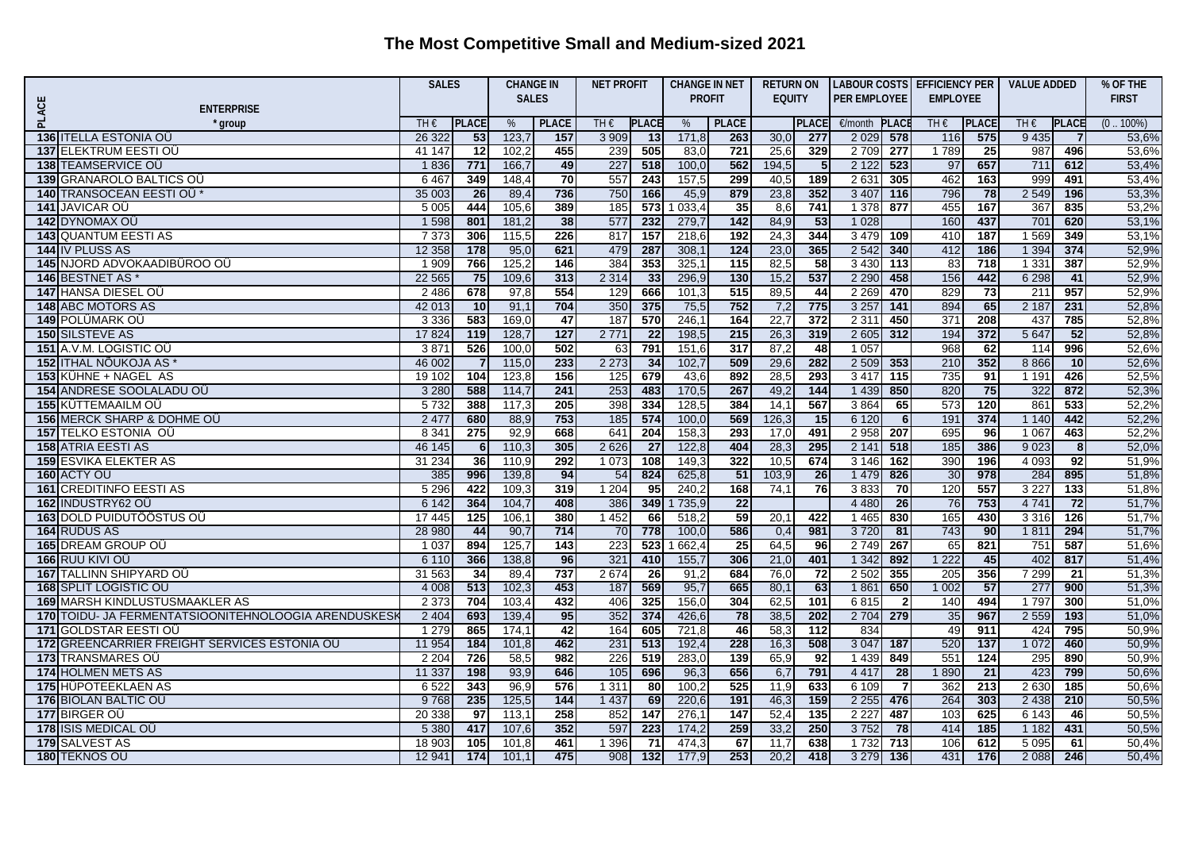# The Most Competitive Small and Medium-sized 2021

| PLACE | ENTERPRISE * group | SALES | | CHANGE IN SALES | | NET PROFIT | | CHANGE IN NET PROFIT | | RETURN ON EQUITY | | LABOUR COSTS PER EMPLOYEE | | EFFICIENCY PER EMPLOYEE | | VALUE ADDED | | % OF THE FIRST |
|---|---|---|---|---|---|---|---|---|---|---|---|---|---|---|---|---|---|---|
| | | TH € | PLACE | % | PLACE | TH € | PLACE | % | PLACE | | PLACE | €/month | PLACE | TH € | PLACE | TH € | PLACE | (0 .. 100%) |
| 136 | ITELLA ESTONIA OÜ | 26 322 | 53 | 123,7 | 157 | 3 909 | 13 | 171,8 | 263 | 30,0 | 277 | 2 029 | 578 | 116 | 575 | 9 435 | 7 | 53,6% |
| 137 | ELEKTRUM EESTI OÜ | 41 147 | 12 | 102,2 | 455 | 239 | 505 | 83,0 | 721 | 25,6 | 329 | 2 709 | 277 | 1 789 | 25 | 987 | 496 | 53,6% |
| 138 | TEAMSERVICE OÜ | 1 836 | 771 | 166,7 | 49 | 227 | 518 | 100,0 | 562 | 194,5 | 5 | 2 122 | 523 | 97 | 657 | 711 | 612 | 53,4% |
| 139 | GRANAROLO BALTICS OÜ | 6 467 | 349 | 148,4 | 70 | 557 | 243 | 157,5 | 299 | 40,5 | 189 | 2 631 | 305 | 462 | 163 | 999 | 491 | 53,4% |
| 140 | TRANSOCEAN EESTI OÜ * | 35 003 | 26 | 89,4 | 736 | 750 | 166 | 45,9 | 879 | 23,8 | 352 | 3 407 | 116 | 796 | 78 | 2 549 | 196 | 53,3% |
| 141 | JAVICAR OÜ | 5 005 | 444 | 105,6 | 389 | 185 | 573 | 1 033,4 | 35 | 8,6 | 741 | 1 378 | 877 | 455 | 167 | 367 | 835 | 53,2% |
| 142 | DYNOMAX OÜ | 1 598 | 801 | 181,2 | 38 | 577 | 232 | 279,7 | 142 | 84,9 | 53 | 1 028 | | 160 | 437 | 701 | 620 | 53,1% |
| 143 | QUANTUM EESTI AS | 7 373 | 306 | 115,5 | 226 | 817 | 157 | 218,6 | 192 | 24,3 | 344 | 3 479 | 109 | 410 | 187 | 1 569 | 349 | 53,1% |
| 144 | IV PLUSS AS | 12 358 | 178 | 95,0 | 621 | 479 | 287 | 308,1 | 124 | 23,0 | 365 | 2 542 | 340 | 412 | 186 | 1 394 | 374 | 52,9% |
| 145 | NJORD ADVOKAADIBÜROO OÜ | 1 909 | 766 | 125,2 | 146 | 384 | 353 | 325,1 | 115 | 82,5 | 58 | 3 430 | 113 | 83 | 718 | 1 331 | 387 | 52,9% |
| 146 | BESTNET AS * | 22 565 | 75 | 109,6 | 313 | 2 314 | 33 | 296,9 | 130 | 15,2 | 537 | 2 290 | 458 | 156 | 442 | 6 298 | 41 | 52,9% |
| 147 | HANSA DIESEL OÜ | 2 486 | 678 | 97,8 | 554 | 129 | 666 | 101,3 | 515 | 89,5 | 44 | 2 269 | 470 | 829 | 73 | 211 | 957 | 52,9% |
| 148 | ABC MOTORS AS | 42 013 | 10 | 91,1 | 704 | 350 | 375 | 75,5 | 752 | 7,2 | 775 | 3 257 | 141 | 894 | 65 | 2 187 | 231 | 52,8% |
| 149 | POLÜMARK OÜ | 3 336 | 583 | 169,0 | 47 | 187 | 570 | 246,1 | 164 | 22,7 | 372 | 2 311 | 450 | 371 | 208 | 437 | 785 | 52,8% |
| 150 | SILSTEVE AS | 17 824 | 119 | 128,7 | 127 | 2 771 | 22 | 198,5 | 215 | 26,3 | 319 | 2 605 | 312 | 194 | 372 | 5 647 | 52 | 52,8% |
| 151 | A.V.M. LOGISTIC OÜ | 3 871 | 526 | 100,0 | 502 | 63 | 791 | 151,6 | 317 | 87,2 | 48 | 1 057 | | 968 | 62 | 114 | 996 | 52,6% |
| 152 | ITHAL NÕUKOJA AS * | 46 002 | 7 | 115,0 | 233 | 2 273 | 34 | 102,7 | 509 | 29,6 | 282 | 2 509 | 353 | 210 | 352 | 8 866 | 10 | 52,6% |
| 153 | KÜHNE + NAGEL AS | 19 102 | 104 | 123,8 | 156 | 125 | 679 | 43,6 | 892 | 28,5 | 293 | 3 417 | 115 | 735 | 91 | 1 191 | 426 | 52,5% |
| 154 | ANDRESE SOOLALADU OÜ | 3 280 | 588 | 114,7 | 241 | 253 | 483 | 170,5 | 267 | 49,2 | 144 | 1 439 | 850 | 820 | 75 | 322 | 872 | 52,3% |
| 155 | KÜTTEMAAILM OÜ | 5 732 | 388 | 117,3 | 205 | 398 | 334 | 128,5 | 384 | 14,1 | 567 | 3 864 | 65 | 573 | 120 | 861 | 533 | 52,2% |
| 156 | MERCK SHARP & DOHME OÜ | 2 477 | 680 | 88,9 | 753 | 185 | 574 | 100,0 | 569 | 126,3 | 15 | 6 120 | 6 | 191 | 374 | 1 140 | 442 | 52,2% |
| 157 | TELKO ESTONIA OÜ | 8 341 | 275 | 92,9 | 668 | 641 | 204 | 158,3 | 293 | 17,0 | 491 | 2 958 | 207 | 695 | 96 | 1 067 | 463 | 52,2% |
| 158 | ATRIA EESTI AS | 46 145 | 6 | 110,3 | 305 | 2 626 | 27 | 122,8 | 404 | 28,3 | 295 | 2 141 | 518 | 185 | 386 | 9 023 | 8 | 52,0% |
| 159 | ESVIKA ELEKTER AS | 31 234 | 36 | 110,9 | 292 | 1 073 | 108 | 149,3 | 322 | 10,5 | 674 | 3 146 | 162 | 390 | 196 | 4 093 | 92 | 51,9% |
| 160 | ACTY OÜ | 385 | 996 | 139,8 | 94 | 54 | 824 | 625,8 | 51 | 103,9 | 26 | 1 479 | 826 | 30 | 978 | 284 | 895 | 51,8% |
| 161 | CREDITINFO EESTI AS | 5 296 | 422 | 109,3 | 319 | 1 204 | 95 | 240,2 | 168 | 74,1 | 76 | 3 833 | 70 | 120 | 557 | 3 227 | 133 | 51,8% |
| 162 | INDUSTRY62 OÜ | 6 142 | 364 | 104,7 | 408 | 386 | 349 | 1 735,9 | 22 | | | 4 480 | 26 | 76 | 753 | 4 741 | 72 | 51,7% |
| 163 | DOLD PUIDUTÖÖSTUS OÜ | 17 445 | 125 | 106,1 | 380 | 1 452 | 66 | 518,2 | 59 | 20,1 | 422 | 1 465 | 830 | 165 | 430 | 3 316 | 126 | 51,7% |
| 164 | RUDUS AS | 28 980 | 44 | 90,7 | 714 | 70 | 778 | 100,0 | 586 | 0,4 | 981 | 3 720 | 81 | 743 | 90 | 1 811 | 294 | 51,7% |
| 165 | DREAM GROUP OÜ | 1 037 | 894 | 125,7 | 143 | 223 | 523 | 1 662,4 | 25 | 64,5 | 96 | 2 749 | 267 | 65 | 821 | 751 | 587 | 51,6% |
| 166 | RUU KIVI OÜ | 6 110 | 366 | 138,8 | 96 | 321 | 410 | 155,7 | 306 | 21,0 | 401 | 1 342 | 892 | 1 222 | 45 | 402 | 817 | 51,4% |
| 167 | TALLINN SHIPYARD OÜ | 31 563 | 34 | 89,4 | 737 | 2 674 | 26 | 91,2 | 684 | 76,0 | 72 | 2 502 | 355 | 205 | 356 | 7 299 | 21 | 51,3% |
| 168 | SPLIT LOGISTIC OÜ | 4 008 | 513 | 102,3 | 453 | 187 | 569 | 95,7 | 665 | 80,1 | 63 | 1 861 | 650 | 1 002 | 57 | 277 | 900 | 51,3% |
| 169 | MARSH KINDLUSTUSMAAKLER AS | 2 373 | 704 | 103,4 | 432 | 406 | 325 | 156,0 | 304 | 62,5 | 101 | 6 815 | 2 | 140 | 494 | 1 797 | 300 | 51,0% |
| 170 | TOIDU- JA FERMENTATSIOONITEHNOLOOGIA ARENDUSKESK | 2 404 | 693 | 139,4 | 95 | 352 | 374 | 426,6 | 78 | 38,5 | 202 | 2 704 | 279 | 35 | 967 | 2 559 | 193 | 51,0% |
| 171 | GOLDSTAR EESTI OÜ | 1 279 | 865 | 174,1 | 42 | 164 | 605 | 721,8 | 46 | 58,3 | 112 | 834 | | 49 | 911 | 424 | 795 | 50,9% |
| 172 | GREENCARRIER FREIGHT SERVICES ESTONIA OÜ | 11 954 | 184 | 101,8 | 462 | 231 | 513 | 192,4 | 228 | 16,3 | 508 | 3 047 | 187 | 520 | 137 | 1 072 | 460 | 50,9% |
| 173 | TRANSMARES OÜ | 2 204 | 726 | 58,5 | 982 | 226 | 519 | 283,0 | 139 | 65,9 | 92 | 1 439 | 849 | 551 | 124 | 295 | 890 | 50,9% |
| 174 | HOLMEN METS AS | 11 337 | 198 | 93,9 | 646 | 105 | 696 | 96,3 | 656 | 6,7 | 791 | 4 417 | 28 | 1 890 | 21 | 423 | 799 | 50,6% |
| 175 | HÜPOTEEKLAEN AS | 6 522 | 343 | 96,9 | 576 | 1 311 | 80 | 100,2 | 525 | 11,9 | 633 | 6 109 | 7 | 362 | 213 | 2 630 | 185 | 50,6% |
| 176 | BIOLAN BALTIC OÜ | 9 768 | 235 | 125,5 | 144 | 1 437 | 69 | 220,6 | 191 | 46,3 | 159 | 2 255 | 476 | 264 | 303 | 2 438 | 210 | 50,5% |
| 177 | BIRGER OÜ | 20 338 | 97 | 113,1 | 258 | 852 | 147 | 276,1 | 147 | 52,4 | 135 | 2 227 | 487 | 103 | 625 | 6 143 | 46 | 50,5% |
| 178 | ISIS MEDICAL OÜ | 5 380 | 417 | 107,6 | 352 | 597 | 223 | 174,2 | 259 | 33,2 | 250 | 3 752 | 78 | 414 | 185 | 1 182 | 431 | 50,5% |
| 179 | SALVEST AS | 18 903 | 105 | 101,8 | 461 | 1 396 | 71 | 474,3 | 67 | 11,7 | 638 | 1 732 | 713 | 106 | 612 | 5 095 | 61 | 50,4% |
| 180 | TEKNOS OÜ | 12 941 | 174 | 101,1 | 475 | 908 | 132 | 177,9 | 253 | 20,2 | 418 | 3 279 | 136 | 431 | 176 | 2 088 | 246 | 50,4% |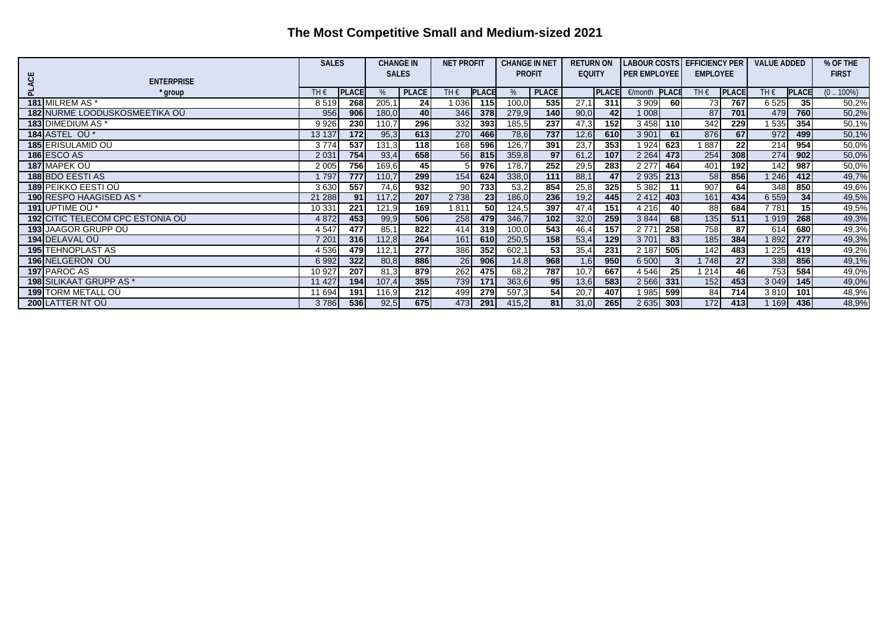# The Most Competitive Small and Medium-sized 2021

| PLACE | ENTERPRISE | SALES | | CHANGE IN SALES | | NET PROFIT | | CHANGE IN NET PROFIT | | RETURN ON EQUITY | | LABOUR COSTS PER EMPLOYEE | | EFFICIENCY PER EMPLOYEE | | VALUE ADDED | | % OF THE FIRST |
|---|---|---|---|---|---|---|---|---|---|---|---|---|---|---|---|---|---|---|
| | * group | TH € | PLACE | % | PLACE | TH € | PLACE | % | PLACE | | PLACE | €/month | PLACE | TH € | PLACE | TH € | PLACE | (0 .. 100%) |
| 181 | MILREM AS * | 8 519 | 268 | 205,1 | 24 | 1 036 | 115 | 100,0 | 535 | 27,1 | 311 | 3 909 | 60 | 73 | 767 | 6 525 | 35 | 50,2% |
| 182 | NURME LOODUSKOSMEETIKA OÜ | 956 | 906 | 180,0 | 40 | 346 | 378 | 279,9 | 140 | 90,0 | 42 | 1 008 | | 87 | 701 | 479 | 760 | 50,2% |
| 183 | DIMEDIUM AS * | 9 926 | 230 | 110,7 | 296 | 332 | 393 | 185,5 | 237 | 47,3 | 152 | 3 458 | 110 | 342 | 229 | 1 535 | 354 | 50,1% |
| 184 | ASTEL OÜ * | 13 137 | 172 | 95,3 | 613 | 270 | 466 | 78,6 | 737 | 12,6 | 610 | 3 901 | 61 | 876 | 67 | 972 | 499 | 50,1% |
| 185 | ERISULAMID OÜ | 3 774 | 537 | 131,3 | 118 | 168 | 596 | 126,7 | 391 | 23,7 | 353 | 1 924 | 623 | 1 887 | 22 | 214 | 954 | 50,0% |
| 186 | ESCO AS | 2 031 | 754 | 93,4 | 658 | 56 | 815 | 359,8 | 97 | 61,2 | 107 | 2 264 | 473 | 254 | 308 | 274 | 902 | 50,0% |
| 187 | MAPEK OÜ | 2 005 | 756 | 169,6 | 45 | 5 | 976 | 178,7 | 252 | 29,5 | 283 | 2 277 | 464 | 401 | 192 | 142 | 987 | 50,0% |
| 188 | BDO EESTI AS | 1 797 | 777 | 110,7 | 299 | 154 | 624 | 338,0 | 111 | 88,1 | 47 | 2 935 | 213 | 58 | 856 | 1 246 | 412 | 49,7% |
| 189 | PEIKKO EESTI OÜ | 3 630 | 557 | 74,6 | 932 | 90 | 733 | 53,2 | 854 | 25,8 | 325 | 5 382 | 11 | 907 | 64 | 348 | 850 | 49,6% |
| 190 | RESPO HAAGISED AS * | 21 288 | 91 | 117,2 | 207 | 2 738 | 23 | 186,0 | 236 | 19,2 | 445 | 2 412 | 403 | 161 | 434 | 6 559 | 34 | 49,5% |
| 191 | UPTIME OÜ * | 10 331 | 221 | 121,9 | 169 | 1 811 | 50 | 124,5 | 397 | 47,4 | 151 | 4 216 | 40 | 88 | 684 | 7 781 | 15 | 49,5% |
| 192 | CITIC TELECOM CPC ESTONIA OÜ | 4 872 | 453 | 99,9 | 506 | 258 | 479 | 346,7 | 102 | 32,0 | 259 | 3 844 | 68 | 135 | 511 | 1 919 | 268 | 49,3% |
| 193 | JAAGOR GRUPP OÜ | 4 547 | 477 | 85,1 | 822 | 414 | 319 | 100,0 | 543 | 46,4 | 157 | 2 771 | 258 | 758 | 87 | 614 | 680 | 49,3% |
| 194 | DELAVAL OÜ | 7 201 | 316 | 112,8 | 264 | 161 | 610 | 250,5 | 158 | 53,4 | 129 | 3 701 | 83 | 185 | 384 | 1 892 | 277 | 49,3% |
| 195 | TEHNOPLAST AS | 4 536 | 479 | 112,1 | 277 | 386 | 352 | 602,1 | 53 | 35,4 | 231 | 2 187 | 505 | 142 | 483 | 1 225 | 419 | 49,2% |
| 196 | NELGERON OÜ | 6 992 | 322 | 80,8 | 886 | 26 | 906 | 14,8 | 968 | 1,6 | 950 | 6 500 | 3 | 1 748 | 27 | 338 | 856 | 49,1% |
| 197 | PAROC AS | 10 927 | 207 | 81,3 | 879 | 262 | 475 | 68,2 | 787 | 10,7 | 667 | 4 546 | 25 | 1 214 | 46 | 753 | 584 | 49,0% |
| 198 | SILIKAAT GRUPP AS * | 11 427 | 194 | 107,4 | 355 | 739 | 171 | 363,6 | 95 | 13,6 | 583 | 2 566 | 331 | 152 | 453 | 3 049 | 145 | 49,0% |
| 199 | TORM METALL OÜ | 11 694 | 191 | 116,9 | 212 | 499 | 279 | 597,3 | 54 | 20,7 | 407 | 1 985 | 599 | 84 | 714 | 3 810 | 101 | 48,9% |
| 200 | LATTER NT OÜ | 3 786 | 536 | 92,5 | 675 | 473 | 291 | 415,2 | 81 | 31,0 | 265 | 2 635 | 303 | 172 | 413 | 1 169 | 436 | 48,9% |